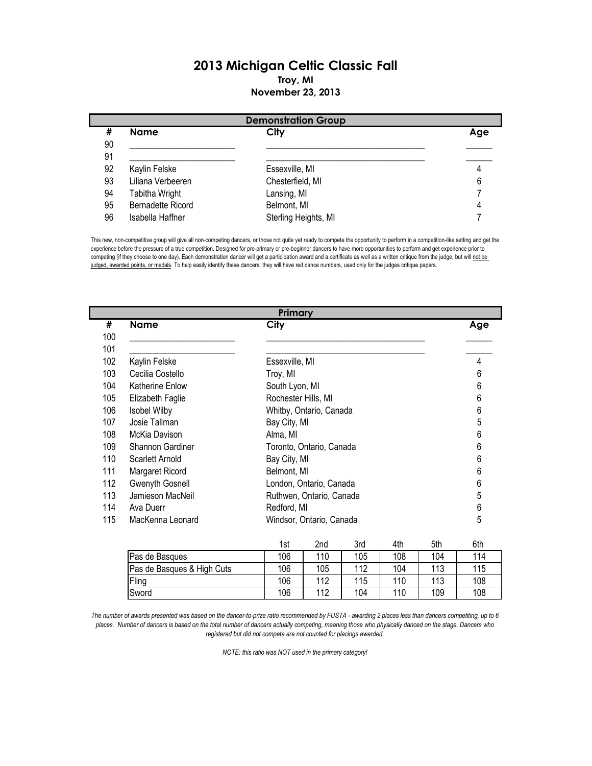# 2013 Michigan Celtic Classic Fall

**Troy, MI**

**November 23, 2013**

| Demonstration Group | | | |
|---|---|---|---|
| **#** | **Name** | **City** | **Age** |
| 90 | ______________________ | __________________________________ | ______ |
| 91 | ______________________ | __________________________________ | ______ |
| 92 | Kaylin Felske | Essexville, MI | 4 |
| 93 | Liliana Verbeeren | Chesterfield, MI | 6 |
| 94 | Tabitha Wright | Lansing, MI | 7 |
| 95 | Bernadette Ricord | Belmont, MI | 4 |
| 96 | Isabella Haffner | Sterling Heights, MI | 7 |

This new, non-competitive group will give all non-competing dancers, or those not quite yet ready to compete the opportunity to perform in a competition-like setting and get the experience before the pressure of a true competition. Designed for pre-primary or pre-beginner dancers to have more opportunities to perform and get experience prior to competing (if they choose to one day). Each demonstration dancer will get a participation award and a certificate as well as a written critique from the judge, but will not be judged, awarded points, or medals. To help easily identify these dancers, they will have red dance numbers, used only for the judges critique papers.

| Primary | | | |
|---|---|---|---|
| **#** | **Name** | **City** | **Age** |
| 100 | ______________________ | __________________________________ | ______ |
| 101 | ______________________ | __________________________________ | ______ |
| 102 | Kaylin Felske | Essexville, MI | 4 |
| 103 | Cecilia Costello | Troy, MI | 6 |
| 104 | Katherine Enlow | South Lyon, MI | 6 |
| 105 | Elizabeth Faglie | Rochester Hills, MI | 6 |
| 106 | Isobel Wilby | Whitby, Ontario, Canada | 6 |
| 107 | Josie Tallman | Bay City, MI | 5 |
| 108 | McKia Davison | Alma, MI | 6 |
| 109 | Shannon Gardiner | Toronto, Ontario, Canada | 6 |
| 110 | Scarlett Arnold | Bay City, MI | 6 |
| 111 | Margaret Ricord | Belmont, MI | 6 |
| 112 | Gwenyth Gosnell | London, Ontario, Canada | 6 |
| 113 | Jamieson MacNeil | Ruthwen, Ontario, Canada | 5 |
| 114 | Ava Duerr | Redford, MI | 6 |
| 115 | MacKenna Leonard | Windsor, Ontario, Canada | 5 |

| | 1st | 2nd | 3rd | 4th | 5th | 6th |
|---|---|---|---|---|---|---|
| Pas de Basques | 106 | 110 | 105 | 108 | 104 | 114 |
| Pas de Basques & High Cuts | 106 | 105 | 112 | 104 | 113 | 115 |
| Fling | 106 | 112 | 115 | 110 | 113 | 108 |
| Sword | 106 | 112 | 104 | 110 | 109 | 108 |

*The number of awards presented was based on the dancer-to-prize ratio recommended by FUSTA - awarding 2 places less than dancers competiting, up to 6 places. Number of dancers is based on the total number of dancers actually competing, meaning those who physically danced on the stage. Dancers who registered but did not compete are not counted for placings awarded.*

*NOTE: this ratio was NOT used in the primary category!*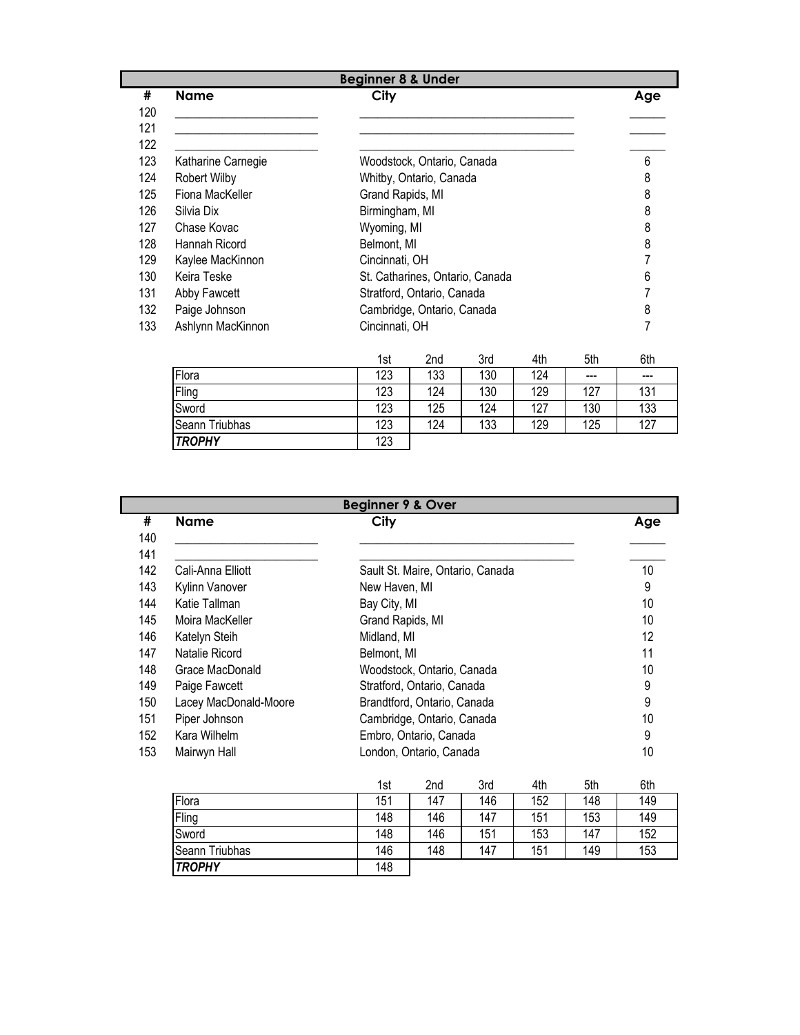## Beginner 8 & Under

| # | Name | City | Age |
|---|---|---|---|
| 120 | ______________________ | ____________________________________ | ______ |
| 121 | ______________________ | ____________________________________ | ______ |
| 122 | ______________________ | ____________________________________ | ______ |
| 123 | Katharine Carnegie | Woodstock, Ontario, Canada | 6 |
| 124 | Robert Wilby | Whitby, Ontario, Canada | 8 |
| 125 | Fiona MacKeller | Grand Rapids, MI | 8 |
| 126 | Silvia Dix | Birmingham, MI | 8 |
| 127 | Chase Kovac | Wyoming, MI | 8 |
| 128 | Hannah Ricord | Belmont, MI | 8 |
| 129 | Kaylee MacKinnon | Cincinnati, OH | 7 |
| 130 | Keira Teske | St. Catharines, Ontario, Canada | 6 |
| 131 | Abby Fawcett | Stratford, Ontario, Canada | 7 |
| 132 | Paige Johnson | Cambridge, Ontario, Canada | 8 |
| 133 | Ashlynn MacKinnon | Cincinnati, OH | 7 |

| | 1st | 2nd | 3rd | 4th | 5th | 6th |
|---|---|---|---|---|---|---|
| Flora | 123 | 133 | 130 | 124 | --- | --- |
| Fling | 123 | 124 | 130 | 129 | 127 | 131 |
| Sword | 123 | 125 | 124 | 127 | 130 | 133 |
| Seann Triubhas | 123 | 124 | 133 | 129 | 125 | 127 |
| ***TROPHY*** | 123 | | | | | |

## Beginner 9 & Over

| # | Name | City | Age |
|---|---|---|---|
| 140 | ______________________ | ____________________________________ | ______ |
| 141 | ______________________ | ____________________________________ | ______ |
| 142 | Cali-Anna Elliott | Sault St. Maire, Ontario, Canada | 10 |
| 143 | Kylinn Vanover | New Haven, MI | 9 |
| 144 | Katie Tallman | Bay City, MI | 10 |
| 145 | Moira MacKeller | Grand Rapids, MI | 10 |
| 146 | Katelyn Steih | Midland, MI | 12 |
| 147 | Natalie Ricord | Belmont, MI | 11 |
| 148 | Grace MacDonald | Woodstock, Ontario, Canada | 10 |
| 149 | Paige Fawcett | Stratford, Ontario, Canada | 9 |
| 150 | Lacey MacDonald-Moore | Brandtford, Ontario, Canada | 9 |
| 151 | Piper Johnson | Cambridge, Ontario, Canada | 10 |
| 152 | Kara Wilhelm | Embro, Ontario, Canada | 9 |
| 153 | Mairwyn Hall | London, Ontario, Canada | 10 |

| | 1st | 2nd | 3rd | 4th | 5th | 6th |
|---|---|---|---|---|---|---|
| Flora | 151 | 147 | 146 | 152 | 148 | 149 |
| Fling | 148 | 146 | 147 | 151 | 153 | 149 |
| Sword | 148 | 146 | 151 | 153 | 147 | 152 |
| Seann Triubhas | 146 | 148 | 147 | 151 | 149 | 153 |
| ***TROPHY*** | 148 | | | | | |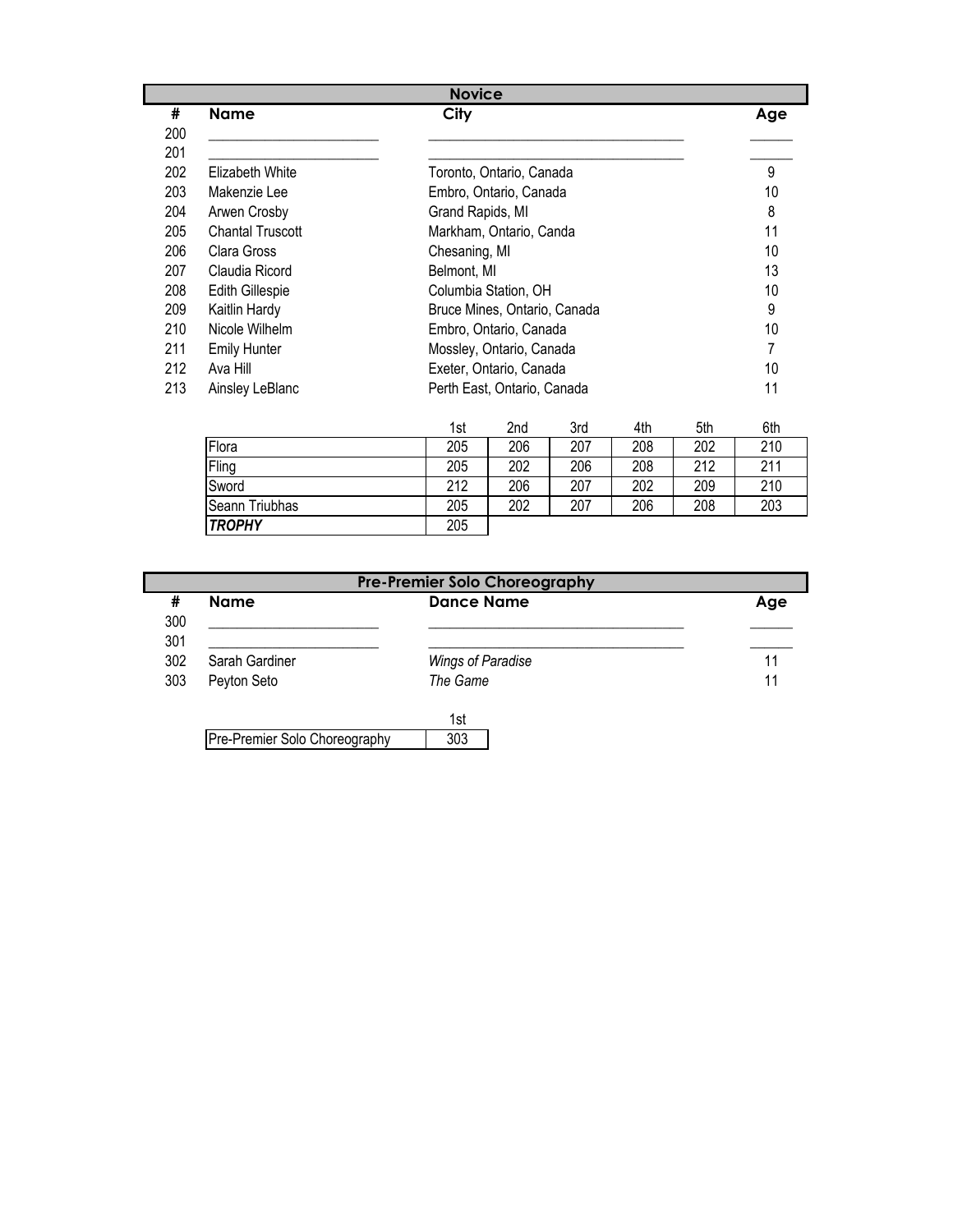## Novice

| # | Name | City | Age |
|---|---|---|---|
| 200 | ______________________ | __________________________________ | ______ |
| 201 | ______________________ | __________________________________ | ______ |
| 202 | Elizabeth White | Toronto, Ontario, Canada | 9 |
| 203 | Makenzie Lee | Embro, Ontario, Canada | 10 |
| 204 | Arwen Crosby | Grand Rapids, MI | 8 |
| 205 | Chantal Truscott | Markham, Ontario, Canda | 11 |
| 206 | Clara Gross | Chesaning, MI | 10 |
| 207 | Claudia Ricord | Belmont, MI | 13 |
| 208 | Edith Gillespie | Columbia Station, OH | 10 |
| 209 | Kaitlin Hardy | Bruce Mines, Ontario, Canada | 9 |
| 210 | Nicole Wilhelm | Embro, Ontario, Canada | 10 |
| 211 | Emily Hunter | Mossley, Ontario, Canada | 7 |
| 212 | Ava Hill | Exeter, Ontario, Canada | 10 |
| 213 | Ainsley LeBlanc | Perth East, Ontario, Canada | 11 |

| | 1st | 2nd | 3rd | 4th | 5th | 6th |
|---|---|---|---|---|---|---|
| Flora | 205 | 206 | 207 | 208 | 202 | 210 |
| Fling | 205 | 202 | 206 | 208 | 212 | 211 |
| Sword | 212 | 206 | 207 | 202 | 209 | 210 |
| Seann Triubhas | 205 | 202 | 207 | 206 | 208 | 203 |
| ***TROPHY*** | 205 | | | | | |

## Pre-Premier Solo Choreography

| # | Name | Dance Name | Age |
|---|---|---|---|
| 300 | ______________________ | __________________________________ | ______ |
| 301 | ______________________ | __________________________________ | ______ |
| 302 | Sarah Gardiner | *Wings of Paradise* | 11 |
| 303 | Peyton Seto | *The Game* | 11 |

| | 1st |
|---|---|
| Pre-Premier Solo Choreography | 303 |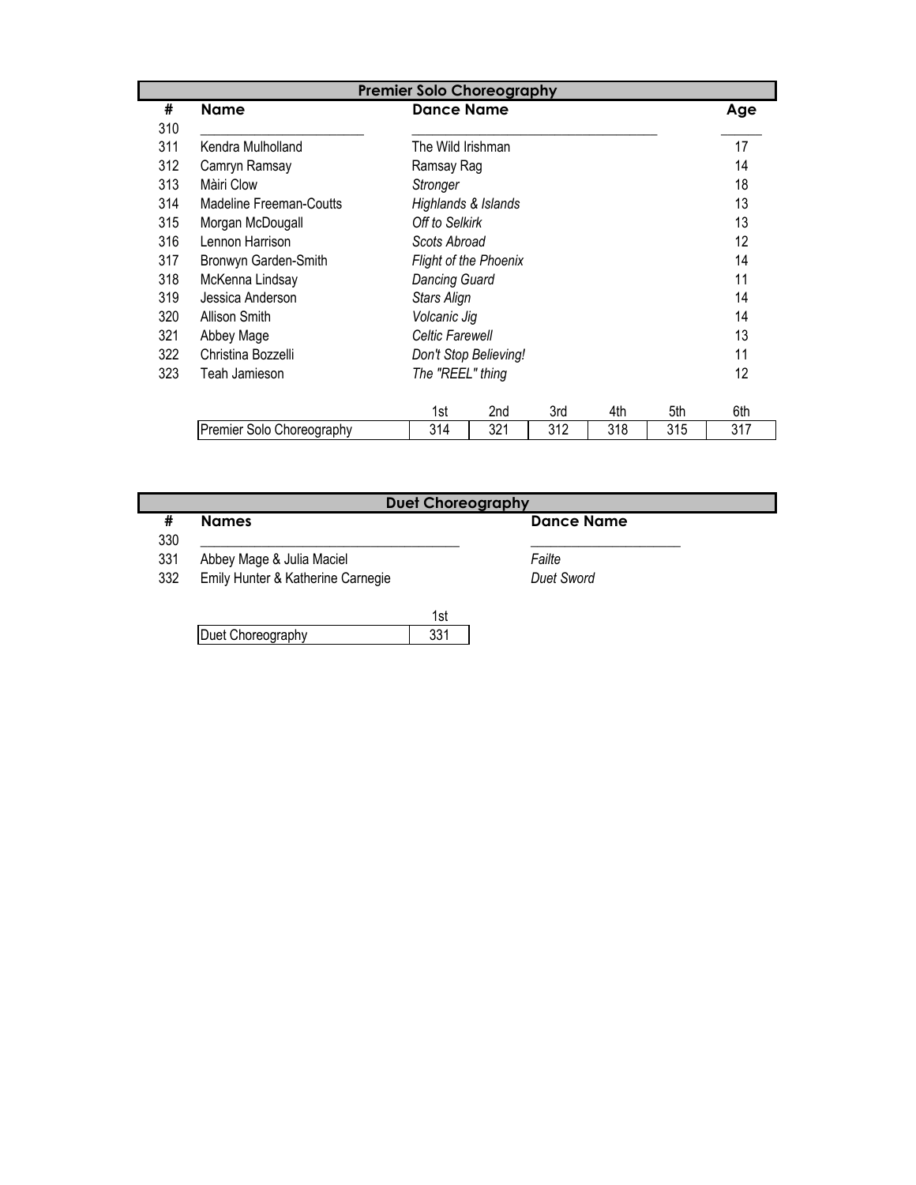## Premier Solo Choreography

| # | Name | Dance Name | Age |
|---|---|---|---|
| 310 | ______________________ | ________________________________ | _____ |
| 311 | Kendra Mulholland | The Wild Irishman | 17 |
| 312 | Camryn Ramsay | Ramsay Rag | 14 |
| 313 | Màiri Clow | *Stronger* | 18 |
| 314 | Madeline Freeman-Coutts | *Highlands & Islands* | 13 |
| 315 | Morgan McDougall | *Off to Selkirk* | 13 |
| 316 | Lennon Harrison | *Scots Abroad* | 12 |
| 317 | Bronwyn Garden-Smith | *Flight of the Phoenix* | 14 |
| 318 | McKenna Lindsay | *Dancing Guard* | 11 |
| 319 | Jessica Anderson | *Stars Align* | 14 |
| 320 | Allison Smith | *Volcanic Jig* | 14 |
| 321 | Abbey Mage | *Celtic Farewell* | 13 |
| 322 | Christina Bozzelli | *Don't Stop Believing!* | 11 |
| 323 | Teah Jamieson | *The "REEL" thing* | 12 |

| | 1st | 2nd | 3rd | 4th | 5th | 6th |
|---|---|---|---|---|---|---|
| Premier Solo Choreography | 314 | 321 | 312 | 318 | 315 | 317 |

## Duet Choreography

| # | Names | Dance Name |
|---|---|---|
| 330 | ________________________________ | ____________________ |
| 331 | Abbey Mage & Julia Maciel | *Failte* |
| 332 | Emily Hunter & Katherine Carnegie | *Duet Sword* |

| | 1st |
|---|---|
| Duet Choreography | 331 |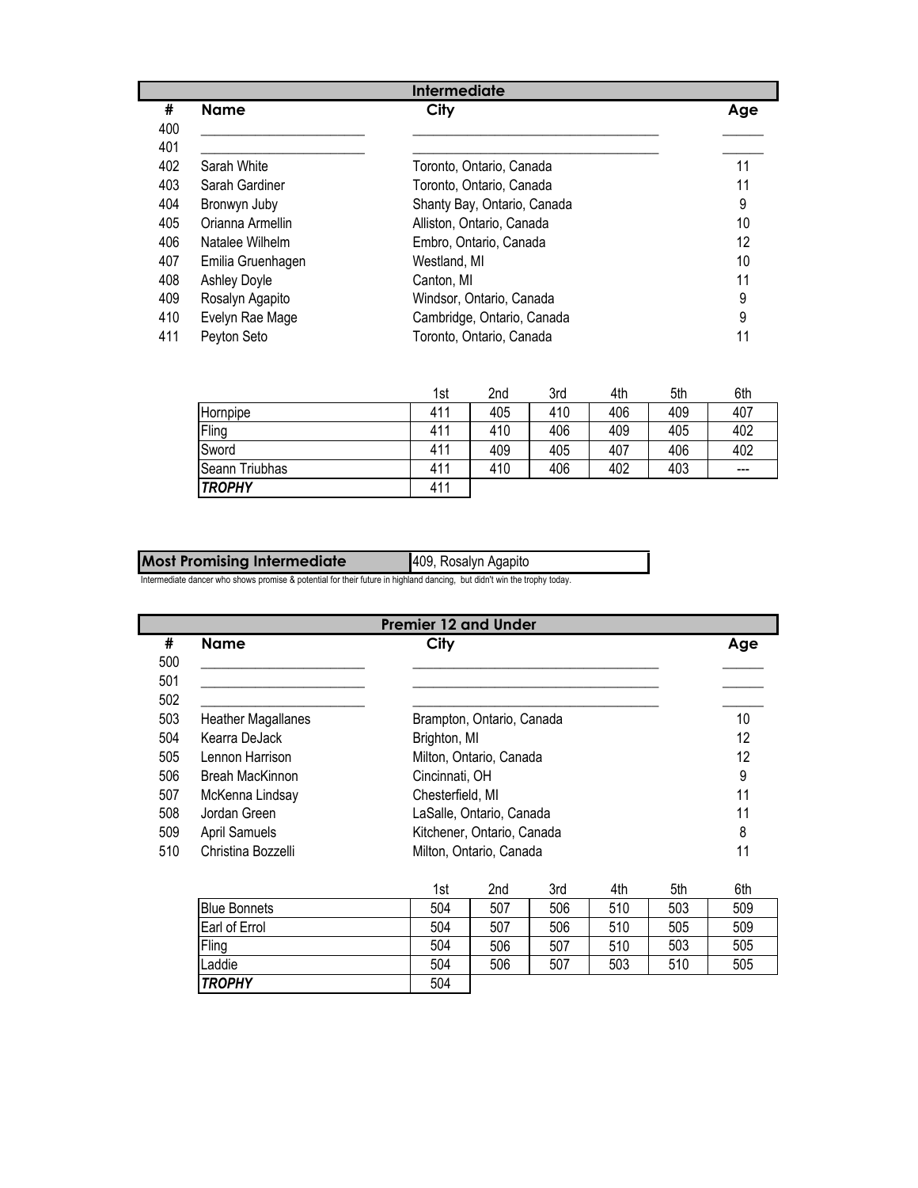## Intermediate

| # | Name | City | Age |
|---|---|---|---|
| 400 | ___ | ___ | ___ |
| 401 | ___ | ___ | ___ |
| 402 | Sarah White | Toronto, Ontario, Canada | 11 |
| 403 | Sarah Gardiner | Toronto, Ontario, Canada | 11 |
| 404 | Bronwyn Juby | Shanty Bay, Ontario, Canada | 9 |
| 405 | Orianna Armellin | Alliston, Ontario, Canada | 10 |
| 406 | Natalee Wilhelm | Embro, Ontario, Canada | 12 |
| 407 | Emilia Gruenhagen | Westland, MI | 10 |
| 408 | Ashley Doyle | Canton, MI | 11 |
| 409 | Rosalyn Agapito | Windsor, Ontario, Canada | 9 |
| 410 | Evelyn Rae Mage | Cambridge, Ontario, Canada | 9 |
| 411 | Peyton Seto | Toronto, Ontario, Canada | 11 |

| | 1st | 2nd | 3rd | 4th | 5th | 6th |
|---|---|---|---|---|---|---|
| Hornpipe | 411 | 405 | 410 | 406 | 409 | 407 |
| Fling | 411 | 410 | 406 | 409 | 405 | 402 |
| Sword | 411 | 409 | 405 | 407 | 406 | 402 |
| Seann Triubhas | 411 | 410 | 406 | 402 | 403 | --- |
| ***TROPHY*** | 411 | | | | | |

| **Most Promising Intermediate** | 409, Rosalyn Agapito |
|---|---|

Intermediate dancer who shows promise & potential for their future in highland dancing, but didn't win the trophy today.

## Premier 12 and Under

| # | Name | City | Age |
|---|---|---|---|
| 500 | ___ | ___ | ___ |
| 501 | ___ | ___ | ___ |
| 502 | ___ | ___ | ___ |
| 503 | Heather Magallanes | Brampton, Ontario, Canada | 10 |
| 504 | Kearra DeJack | Brighton, MI | 12 |
| 505 | Lennon Harrison | Milton, Ontario, Canada | 12 |
| 506 | Breah MacKinnon | Cincinnati, OH | 9 |
| 507 | McKenna Lindsay | Chesterfield, MI | 11 |
| 508 | Jordan Green | LaSalle, Ontario, Canada | 11 |
| 509 | April Samuels | Kitchener, Ontario, Canada | 8 |
| 510 | Christina Bozzelli | Milton, Ontario, Canada | 11 |

| | 1st | 2nd | 3rd | 4th | 5th | 6th |
|---|---|---|---|---|---|---|
| Blue Bonnets | 504 | 507 | 506 | 510 | 503 | 509 |
| Earl of Errol | 504 | 507 | 506 | 510 | 505 | 509 |
| Fling | 504 | 506 | 507 | 510 | 503 | 505 |
| Laddie | 504 | 506 | 507 | 503 | 510 | 505 |
| ***TROPHY*** | 504 | | | | | |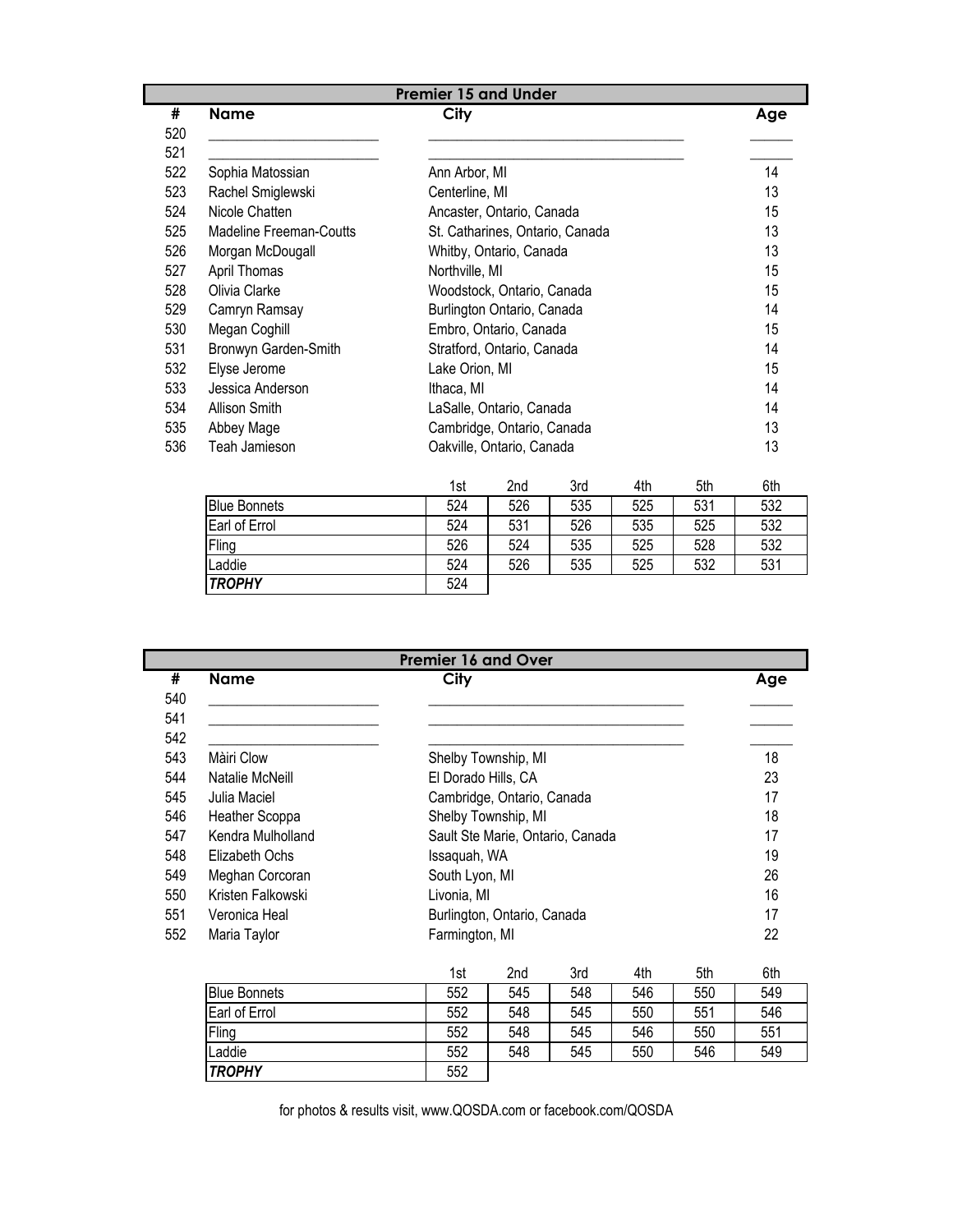## Premier 15 and Under

| # | Name | City | Age |
|---|---|---|---|
| 520 | ______________________ | ____________________________________ | ______ |
| 521 | ______________________ | ____________________________________ | ______ |
| 522 | Sophia Matossian | Ann Arbor, MI | 14 |
| 523 | Rachel Smiglewski | Centerline, MI | 13 |
| 524 | Nicole Chatten | Ancaster, Ontario, Canada | 15 |
| 525 | Madeline Freeman-Coutts | St. Catharines, Ontario, Canada | 13 |
| 526 | Morgan McDougall | Whitby, Ontario, Canada | 13 |
| 527 | April Thomas | Northville, MI | 15 |
| 528 | Olivia Clarke | Woodstock, Ontario, Canada | 15 |
| 529 | Camryn Ramsay | Burlington Ontario, Canada | 14 |
| 530 | Megan Coghill | Embro, Ontario, Canada | 15 |
| 531 | Bronwyn Garden-Smith | Stratford, Ontario, Canada | 14 |
| 532 | Elyse Jerome | Lake Orion, MI | 15 |
| 533 | Jessica Anderson | Ithaca, MI | 14 |
| 534 | Allison Smith | LaSalle, Ontario, Canada | 14 |
| 535 | Abbey Mage | Cambridge, Ontario, Canada | 13 |
| 536 | Teah Jamieson | Oakville, Ontario, Canada | 13 |

| | 1st | 2nd | 3rd | 4th | 5th | 6th |
|---|---|---|---|---|---|---|
| Blue Bonnets | 524 | 526 | 535 | 525 | 531 | 532 |
| Earl of Errol | 524 | 531 | 526 | 535 | 525 | 532 |
| Fling | 526 | 524 | 535 | 525 | 528 | 532 |
| Laddie | 524 | 526 | 535 | 525 | 532 | 531 |
| ***TROPHY*** | 524 | | | | | |

## Premier 16 and Over

| # | Name | City | Age |
|---|---|---|---|
| 540 | ______________________ | ____________________________________ | ______ |
| 541 | ______________________ | ____________________________________ | ______ |
| 542 | ______________________ | ____________________________________ | ______ |
| 543 | Màiri Clow | Shelby Township, MI | 18 |
| 544 | Natalie McNeill | El Dorado Hills, CA | 23 |
| 545 | Julia Maciel | Cambridge, Ontario, Canada | 17 |
| 546 | Heather Scoppa | Shelby Township, MI | 18 |
| 547 | Kendra Mulholland | Sault Ste Marie, Ontario, Canada | 17 |
| 548 | Elizabeth Ochs | Issaquah, WA | 19 |
| 549 | Meghan Corcoran | South Lyon, MI | 26 |
| 550 | Kristen Falkowski | Livonia, MI | 16 |
| 551 | Veronica Heal | Burlington, Ontario, Canada | 17 |
| 552 | Maria Taylor | Farmington, MI | 22 |

| | 1st | 2nd | 3rd | 4th | 5th | 6th |
|---|---|---|---|---|---|---|
| Blue Bonnets | 552 | 545 | 548 | 546 | 550 | 549 |
| Earl of Errol | 552 | 548 | 545 | 550 | 551 | 546 |
| Fling | 552 | 548 | 545 | 546 | 550 | 551 |
| Laddie | 552 | 548 | 545 | 550 | 546 | 549 |
| ***TROPHY*** | 552 | | | | | |

for photos & results visit, www.QOSDA.com or facebook.com/QOSDA